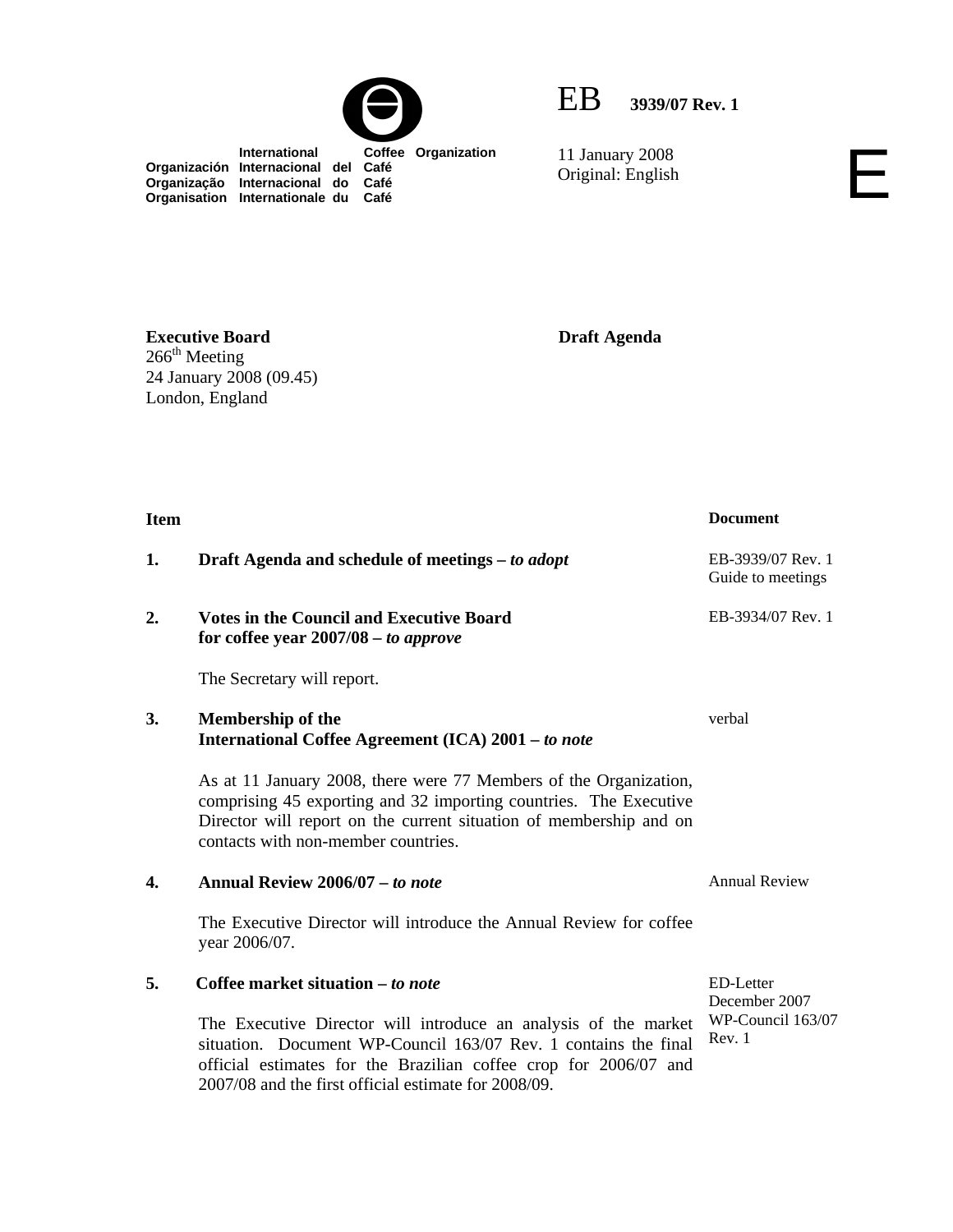International Coffee Organization
Organización Internacional del Café
Organização Internacional do Café
Organisation Internationale du Café

EB 3939/07 Rev. 1

11 January 2008
Original: English

E

**Executive Board**
266th Meeting
24 January 2008 (09.45)
London, England

**Draft Agenda**

| Item | | Document |
|---|---|---|
| **1.** | **Draft Agenda and schedule of meetings –** ***to adopt*** | EB-3939/07 Rev. 1<br>Guide to meetings |
| **2.** | **Votes in the Council and Executive Board for coffee year 2007/08 –** ***to approve***<br><br>The Secretary will report. | EB-3934/07 Rev. 1 |
| **3.** | **Membership of the International Coffee Agreement (ICA) 2001 –** ***to note***<br><br>As at 11 January 2008, there were 77 Members of the Organization, comprising 45 exporting and 32 importing countries. The Executive Director will report on the current situation of membership and on contacts with non-member countries. | verbal |
| **4.** | **Annual Review 2006/07 –** ***to note***<br><br>The Executive Director will introduce the Annual Review for coffee year 2006/07. | Annual Review |
| **5.** | **Coffee market situation –** ***to note***<br><br>The Executive Director will introduce an analysis of the market situation. Document WP-Council 163/07 Rev. 1 contains the final official estimates for the Brazilian coffee crop for 2006/07 and 2007/08 and the first official estimate for 2008/09. | ED-Letter December 2007<br>WP-Council 163/07 Rev. 1 |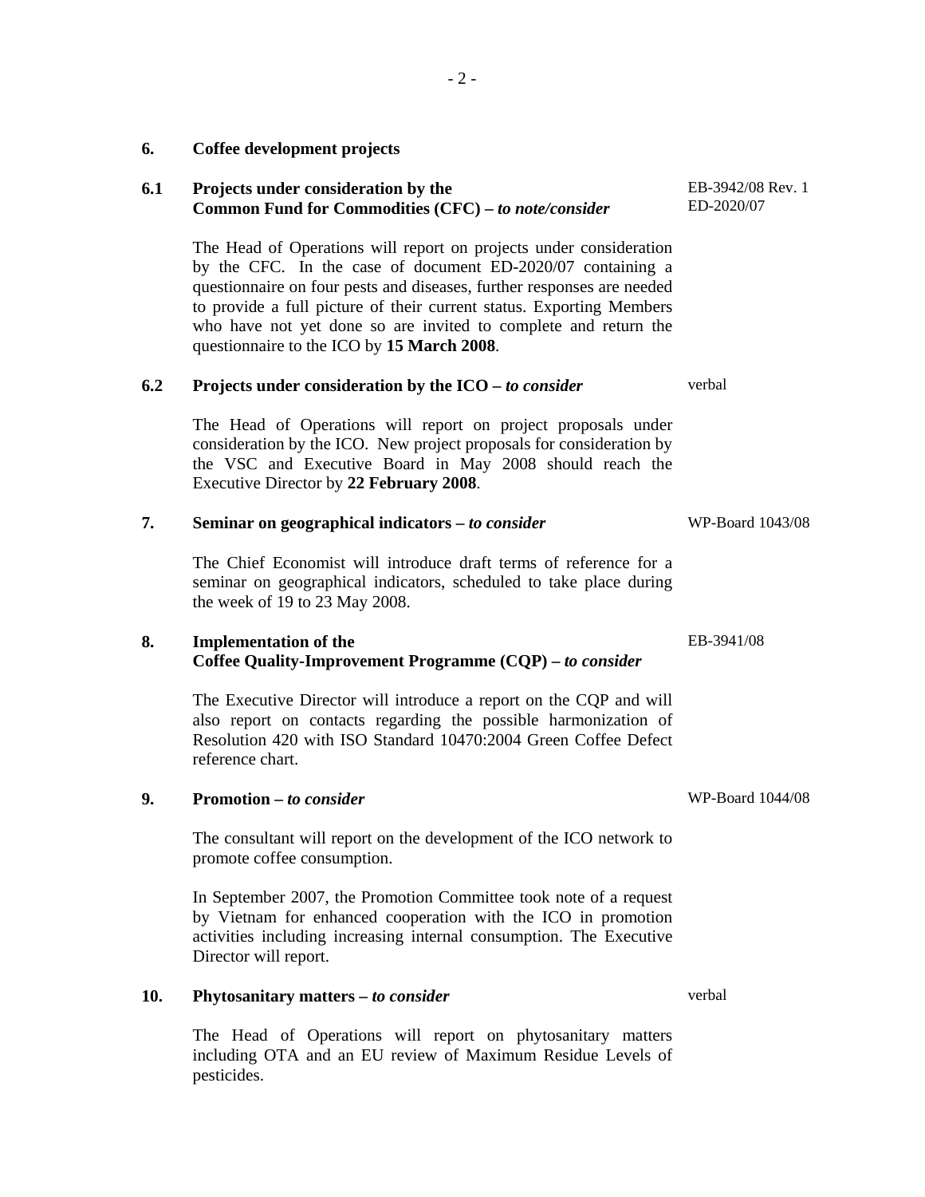## 6. Coffee development projects

### 6.1 Projects under consideration by the Common Fund for Commodities (CFC) – *to note/consider*

EB-3942/08 Rev. 1
ED-2020/07

The Head of Operations will report on projects under consideration by the CFC. In the case of document ED-2020/07 containing a questionnaire on four pests and diseases, further responses are needed to provide a full picture of their current status. Exporting Members who have not yet done so are invited to complete and return the questionnaire to the ICO by **15 March 2008**.

### 6.2 Projects under consideration by the ICO – *to consider*

verbal

The Head of Operations will report on project proposals under consideration by the ICO. New project proposals for consideration by the VSC and Executive Board in May 2008 should reach the Executive Director by **22 February 2008**.

## 7. Seminar on geographical indicators – *to consider*

WP-Board 1043/08

The Chief Economist will introduce draft terms of reference for a seminar on geographical indicators, scheduled to take place during the week of 19 to 23 May 2008.

## 8. Implementation of the Coffee Quality-Improvement Programme (CQP) – *to consider*

EB-3941/08

The Executive Director will introduce a report on the CQP and will also report on contacts regarding the possible harmonization of Resolution 420 with ISO Standard 10470:2004 Green Coffee Defect reference chart.

## 9. Promotion – *to consider*

WP-Board 1044/08

The consultant will report on the development of the ICO network to promote coffee consumption.

In September 2007, the Promotion Committee took note of a request by Vietnam for enhanced cooperation with the ICO in promotion activities including increasing internal consumption. The Executive Director will report.

## 10. Phytosanitary matters – *to consider*

verbal

The Head of Operations will report on phytosanitary matters including OTA and an EU review of Maximum Residue Levels of pesticides.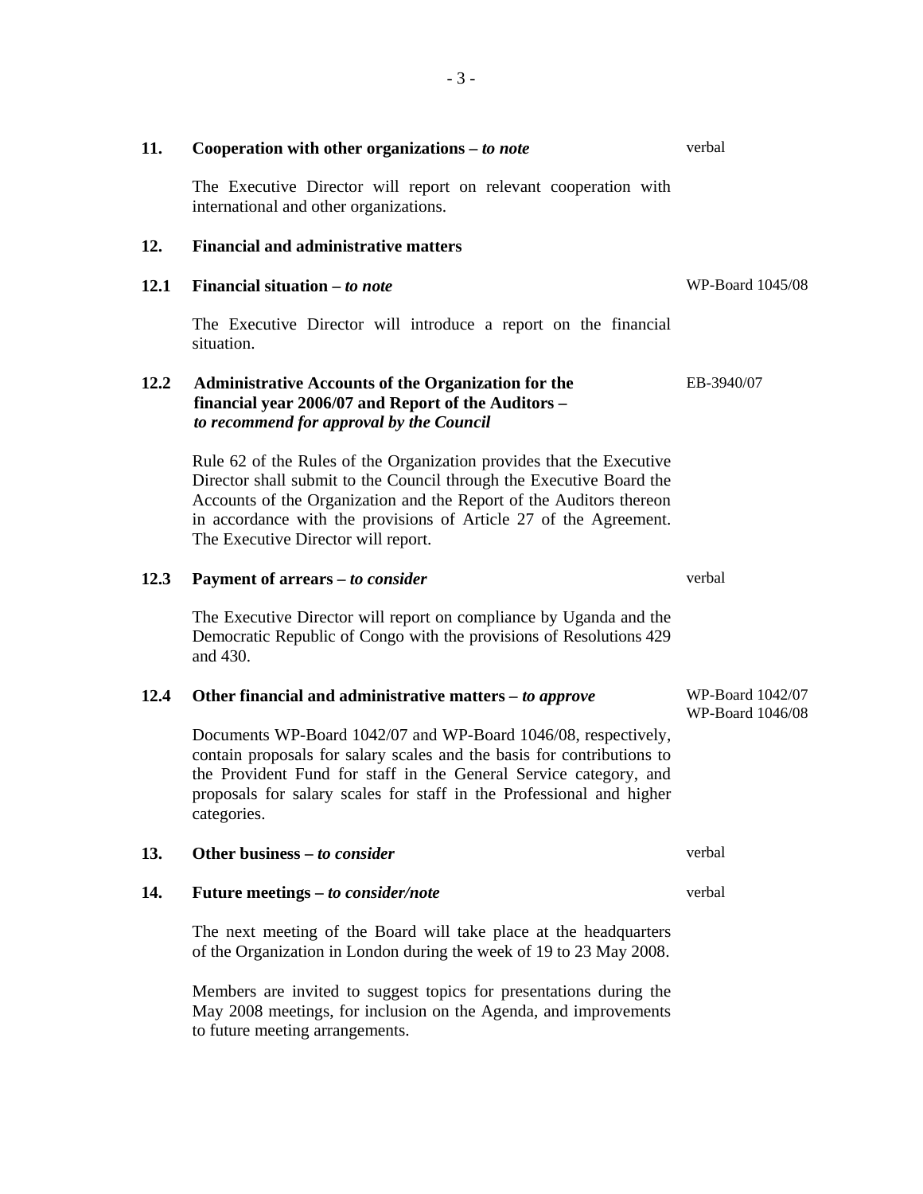**11. Cooperation with other organizations – *to note*** verbal

The Executive Director will report on relevant cooperation with international and other organizations.

**12. Financial and administrative matters**

**12.1 Financial situation – *to note*** WP-Board 1045/08

The Executive Director will introduce a report on the financial situation.

**12.2 Administrative Accounts of the Organization for the financial year 2006/07 and Report of the Auditors – *to recommend for approval by the Council*** EB-3940/07

Rule 62 of the Rules of the Organization provides that the Executive Director shall submit to the Council through the Executive Board the Accounts of the Organization and the Report of the Auditors thereon in accordance with the provisions of Article 27 of the Agreement. The Executive Director will report.

**12.3 Payment of arrears – *to consider*** verbal

The Executive Director will report on compliance by Uganda and the Democratic Republic of Congo with the provisions of Resolutions 429 and 430.

**12.4 Other financial and administrative matters – *to approve*** WP-Board 1042/07 WP-Board 1046/08

Documents WP-Board 1042/07 and WP-Board 1046/08, respectively, contain proposals for salary scales and the basis for contributions to the Provident Fund for staff in the General Service category, and proposals for salary scales for staff in the Professional and higher categories.

**13. Other business – *to consider*** verbal

**14. Future meetings – *to consider/note*** verbal

The next meeting of the Board will take place at the headquarters of the Organization in London during the week of 19 to 23 May 2008.

Members are invited to suggest topics for presentations during the May 2008 meetings, for inclusion on the Agenda, and improvements to future meeting arrangements.